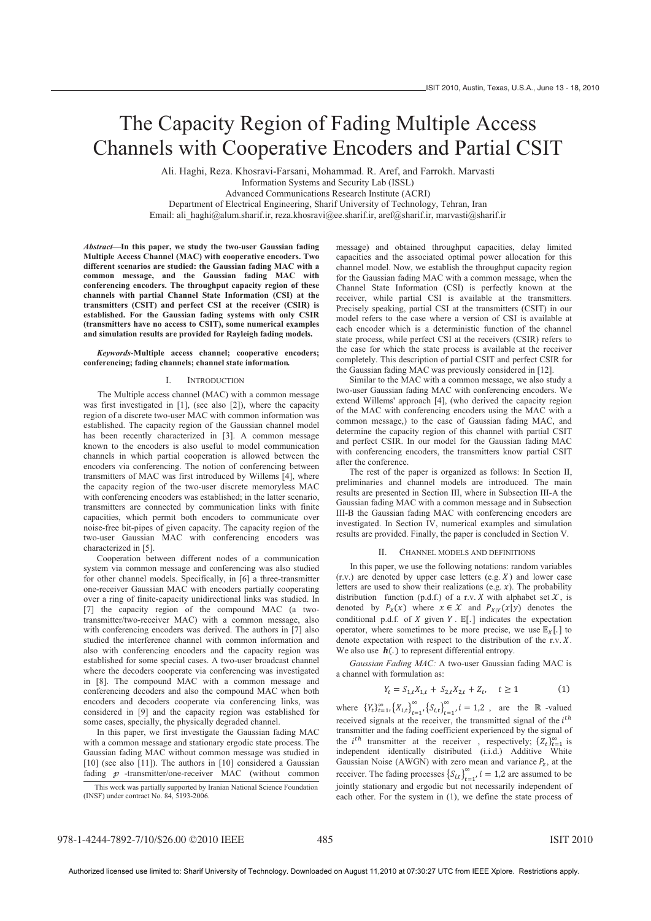# The Capacity Region of Fading Multiple Access Channels with Cooperative Encoders and Partial CSIT

Ali. Haghi, Reza. Khosravi-Farsani, Mohammad. R. Aref, and Farrokh. Marvasti

Information Systems and Security Lab (ISSL)

Advanced Communications Research Institute (ACRI)

Department of Electrical Engineering, Sharif University of Technology, Tehran, Iran

Email: ali_haghi@alum.sharif.ir, reza.khosravi@ee.sharif.ir, aref@sharif.ir, marvasti@sharif.ir

***Abstract*—In this paper, we study the two-user Gaussian fading Multiple Access Channel (MAC) with cooperative encoders. Two different scenarios are studied: the Gaussian fading MAC with a common message, and the Gaussian fading MAC with conferencing encoders. The throughput capacity region of these channels with partial Channel State Information (CSI) at the transmitters (CSIT) and perfect CSI at the receiver (CSIR) is established. For the Gaussian fading systems with only CSIR (transmitters have no access to CSIT), some numerical examples and simulation results are provided for Rayleigh fading models.**

***Keywords*-Multiple access channel; cooperative encoders; conferencing; fading channels; channel state information.**

## I. Introduction

The Multiple access channel (MAC) with a common message was first investigated in [1], (see also [2]), where the capacity region of a discrete two-user MAC with common information was established. The capacity region of the Gaussian channel model has been recently characterized in [3]. A common message known to the encoders is also useful to model communication channels in which partial cooperation is allowed between the encoders via conferencing. The notion of conferencing between transmitters of MAC was first introduced by Willems [4], where the capacity region of the two-user discrete memoryless MAC with conferencing encoders was established; in the latter scenario, transmitters are connected by communication links with finite capacities, which permit both encoders to communicate over noise-free bit-pipes of given capacity. The capacity region of the two-user Gaussian MAC with conferencing encoders was characterized in [5].

Cooperation between different nodes of a communication system via common message and conferencing was also studied for other channel models. Specifically, in [6] a three-transmitter one-receiver Gaussian MAC with encoders partially cooperating over a ring of finite-capacity unidirectional links was studied. In [7] the capacity region of the compound MAC (a two-transmitter/two-receiver MAC) with a common message, also with conferencing encoders was derived. The authors in [7] also studied the interference channel with common information and also with conferencing encoders and the capacity region was established for some special cases. A two-user broadcast channel where the decoders cooperate via conferencing was investigated in [8]. The compound MAC with a common message and conferencing decoders and also the compound MAC when both encoders and decoders cooperate via conferencing links, was considered in [9] and the capacity region was established for some cases, specially, the physically degraded channel.

In this paper, we first investigate the Gaussian fading MAC with a common message and stationary ergodic state process. The Gaussian fading MAC without common message was studied in [10] (see also [11]). The authors in [10] considered a Gaussian fading $\mathcal{p}$ -transmitter/one-receiver MAC (without common message) and obtained throughput capacities, delay limited capacities and the associated optimal power allocation for this channel model. Now, we establish the throughput capacity region for the Gaussian fading MAC with a common message, when the Channel State Information (CSI) is perfectly known at the receiver, while partial CSI is available at the transmitters. Precisely speaking, partial CSI at the transmitters (CSIT) in our model refers to the case where a version of CSI is available at each encoder which is a deterministic function of the channel state process, while perfect CSI at the receivers (CSIR) refers to the case for which the state process is available at the receiver completely. This description of partial CSIT and perfect CSIR for the Gaussian fading MAC was previously considered in [12].

Similar to the MAC with a common message, we also study a two-user Gaussian fading MAC with conferencing encoders. We extend Willems' approach [4], (who derived the capacity region of the MAC with conferencing encoders using the MAC with a common message,) to the case of Gaussian fading MAC, and determine the capacity region of this channel with partial CSIT and perfect CSIR. In our model for the Gaussian fading MAC with conferencing encoders, the transmitters know partial CSIT after the conference.

The rest of the paper is organized as follows: In Section II, preliminaries and channel models are introduced. The main results are presented in Section III, where in Subsection III-A the Gaussian fading MAC with a common message and in Subsection III-B the Gaussian fading MAC with conferencing encoders are investigated. In Section IV, numerical examples and simulation results are provided. Finally, the paper is concluded in Section V.

## II. Channel Models and Definitions

In this paper, we use the following notations: random variables (r.v.) are denoted by upper case letters (e.g. $X$) and lower case letters are used to show their realizations (e.g. $x$). The probability distribution function (p.d.f.) of a r.v. $X$ with alphabet set $\mathcal{X}$, is denoted by $P_X(x)$ where $x \in \mathcal{X}$ and $P_{X|Y}(x|y)$ denotes the conditional p.d.f. of $X$ given $Y$. $\mathbb{E}[.]$ indicates the expectation operator, where sometimes to be more precise, we use $\mathbb{E}_X[.]$ to denote expectation with respect to the distribution of the r.v. $X$. We also use $\boldsymbol{h}(.)$ to represent differential entropy.

*Gaussian Fading MAC:* A two-user Gaussian fading MAC is a channel with formulation as:

$$Y_t = S_{1,t}X_{1,t} + S_{2,t}X_{2,t} + Z_t, \quad t \geq 1 \tag{1}$$

where $\{Y_t\}_{t=1}^{\infty}, \{X_{i,t}\}_{t=1}^{\infty}, \{S_{i,t}\}_{t=1}^{\infty}, i = 1,2$ , are the $\mathbb{R}$ -valued received signals at the receiver, the transmitted signal of the $i^{th}$ transmitter and the fading coefficient experienced by the signal of the $i^{th}$ transmitter at the receiver , respectively; $\{Z_t\}_{t=1}^{\infty}$ is independent identically distributed (i.i.d.) Additive White Gaussian Noise (AWGN) with zero mean and variance $P_z$, at the receiver. The fading processes $\{S_{i,t}\}_{t=1}^{\infty}, i = 1,2$ are assumed to be jointly stationary and ergodic but not necessarily independent of each other. For the system in (1), we define the state process of

This work was partially supported by Iranian National Science Foundation (INSF) under contract No. 84, 5193-2006.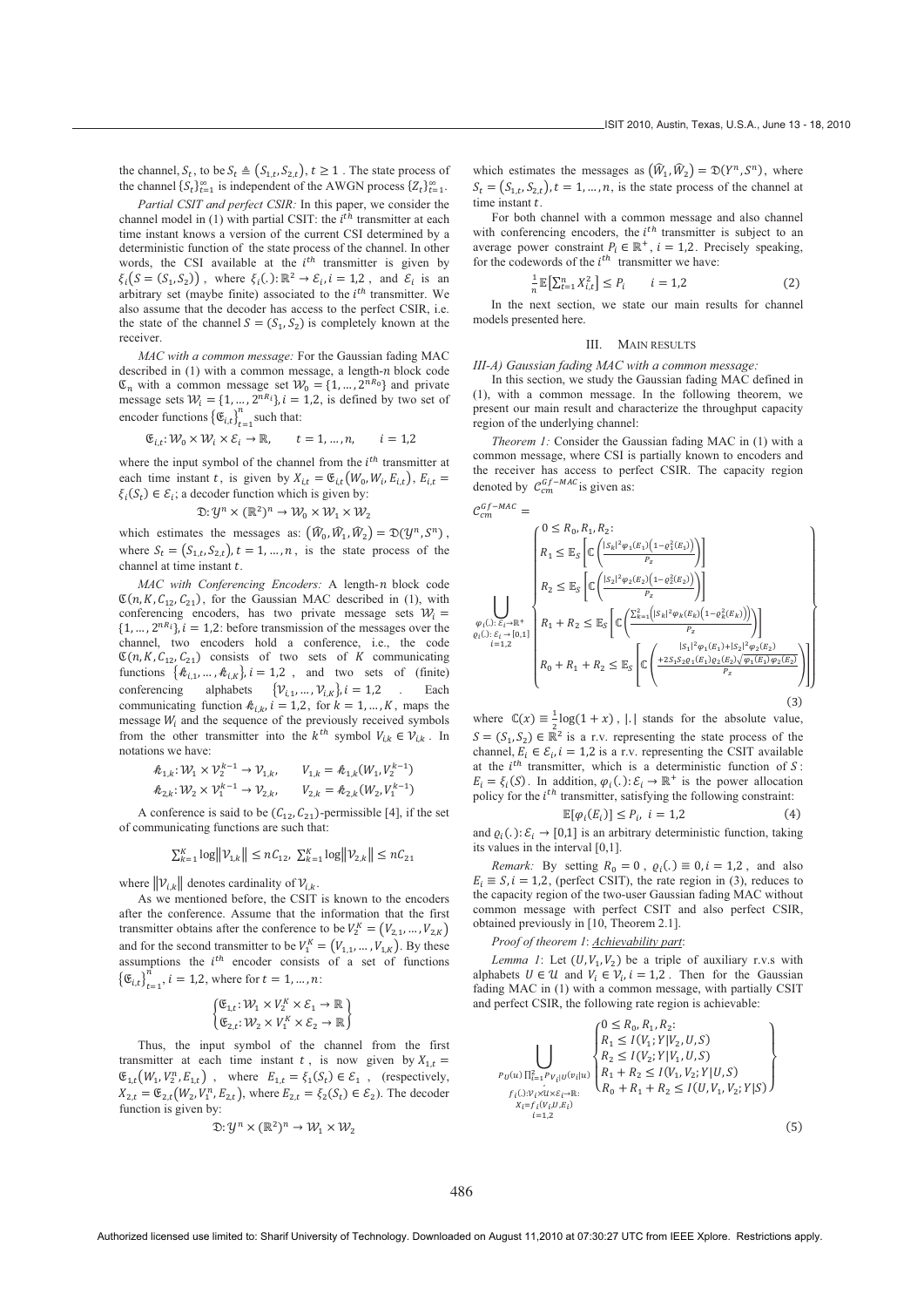the channel, $S_t$, to be $S_t \triangleq (S_{1,t}, S_{2,t}),\ t \geq 1$. The state process of the channel $\{S_t\}_{t=1}^{\infty}$ is independent of the AWGN process $\{Z_t\}_{t=1}^{\infty}$.

*Partial CSIT and perfect CSIR:* In this paper, we consider the channel model in (1) with partial CSIT: the $i^{th}$ transmitter at each time instant knows a version of the current CSI determined by a deterministic function of the state process of the channel. In other words, the CSI available at the $i^{th}$ transmitter is given by $\xi_i(S = (S_1, S_2))$, where $\xi_i(.): \mathbb{R}^2 \to \mathcal{E}_i, i = 1,2$, and $\mathcal{E}_i$ is an arbitrary set (maybe finite) associated to the $i^{th}$ transmitter. We also assume that the decoder has access to the perfect CSIR, i.e. the state of the channel $S = (S_1, S_2)$ is completely known at the receiver.

*MAC with a common message:* For the Gaussian fading MAC described in (1) with a common message, a length-$n$ block code $\mathfrak{C}_n$ with a common message set $\mathcal{W}_0 = \{1, \dots, 2^{nR_0}\}$ and private message sets $\mathcal{W}_i = \{1, \dots, 2^{nR_i}\}, i = 1,2$, is defined by two set of encoder functions $\{\mathfrak{E}_{i,t}\}_{t=1}^{n}$ such that:

$$\mathfrak{E}_{i,t}: \mathcal{W}_0 \times \mathcal{W}_i \times \mathcal{E}_i \to \mathbb{R}, \qquad t = 1, \dots, n, \qquad i = 1,2$$

where the input symbol of the channel from the $i^{th}$ transmitter at each time instant $t$, is given by $X_{i,t} = \mathfrak{E}_{i,t}(W_0, W_i, E_{i,t})$, $E_{i,t} = \xi_i(S_t) \in \mathcal{E}_i$; a decoder function which is given by:

$$\mathfrak{D}: \mathcal{Y}^n \times (\mathbb{R}^2)^n \to \mathcal{W}_0 \times \mathcal{W}_1 \times \mathcal{W}_2$$

which estimates the messages as: $(\widehat{W}_0, \widehat{W}_1, \widehat{W}_2) = \mathfrak{D}(\mathcal{Y}^n, S^n)$, where $S_t = (S_{1,t}, S_{2,t}), t = 1, \dots, n$, is the state process of the channel at time instant $t$.

*MAC with Conferencing Encoders:* A length-$n$ block code $\mathfrak{C}(n, K, C_{12}, C_{21})$, for the Gaussian MAC described in (1), with conferencing encoders, has two private message sets $\mathcal{W}_i = \{1, \dots, 2^{nR_i}\}, i = 1,2$: before transmission of the messages over the channel, two encoders hold a conference, i.e., the code $\mathfrak{C}(n, K, C_{12}, C_{21})$ consists of two sets of $K$ communicating functions $\{\mathscr{k}_{i,1}, \dots, \mathscr{k}_{i,K}\}, i = 1,2$, and two sets of (finite) conferencing alphabets $\{\mathcal{V}_{i,1}, \dots, \mathcal{V}_{i,K}\}, i = 1,2$. Each communicating function $\mathscr{k}_{i,k}, i = 1,2$, for $k = 1, \dots, K$, maps the message $W_i$ and the sequence of the previously received symbols from the other transmitter into the $k^{th}$ symbol $V_{i,k} \in \mathcal{V}_{i,k}$. In notations we have:

$$\mathscr{k}_{1,k}: \mathcal{W}_1 \times \mathcal{V}_2^{k-1} \to \mathcal{V}_{1,k}, \qquad V_{1,k} = \mathscr{k}_{1,k}(W_1, V_2^{k-1})$$
$$\mathscr{k}_{2,k}: \mathcal{W}_2 \times \mathcal{V}_1^{k-1} \to \mathcal{V}_{2,k}, \qquad V_{2,k} = \mathscr{k}_{2,k}(W_2, V_1^{k-1})$$

A conference is said to be $(C_{12}, C_{21})$-permissible [4], if the set of communicating functions are such that:

$$\textstyle\sum_{k=1}^{K} \log\|\mathcal{V}_{1,k}\| \leq nC_{12}, \ \sum_{k=1}^{K} \log\|\mathcal{V}_{2,k}\| \leq nC_{21}$$

where $\|\mathcal{V}_{i,k}\|$ denotes cardinality of $\mathcal{V}_{i,k}$.

As we mentioned before, the CSIT is known to the encoders after the conference. Assume that the information that the first transmitter obtains after the conference to be $V_2^K = (V_{2,1}, \dots, V_{2,K})$ and for the second transmitter to be $V_1^K = (V_{1,1}, \dots, V_{1,K})$. By these assumptions the $i^{th}$ encoder consists of a set of functions $\{\mathfrak{E}_{i,t}\}_{t=1}^{n}, i = 1,2$, where for $t = 1, \dots, n$:

$$\begin{Bmatrix} \mathfrak{E}_{1,t}: \mathcal{W}_1 \times \mathcal{V}_2^K \times \mathcal{E}_1 \to \mathbb{R} \\ \mathfrak{E}_{2,t}: \mathcal{W}_2 \times \mathcal{V}_1^K \times \mathcal{E}_2 \to \mathbb{R} \end{Bmatrix}$$

Thus, the input symbol of the channel from the first transmitter at each time instant $t$, is now given by $X_{1,t} = \mathfrak{E}_{1,t}(W_1, V_2^n, E_{1,t})$, where $E_{1,t} = \xi_1(S_t) \in \mathcal{E}_1$, (respectively, $X_{2,t} = \mathfrak{E}_{2,t}(W_2, V_1^n, E_{2,t})$, where $E_{2,t} = \xi_2(S_t) \in \mathcal{E}_2$). The decoder function is given by:

$$\mathfrak{D}: \mathcal{Y}^n \times (\mathbb{R}^2)^n \to \mathcal{W}_1 \times \mathcal{W}_2$$

which estimates the messages as $(\widehat{W}_1, \widehat{W}_2) = \mathfrak{D}(Y^n, S^n)$, where $S_t = (S_{1,t}, S_{2,t}), t = 1, \dots, n$, is the state process of the channel at time instant $t$.

For both channel with a common message and also channel with conferencing encoders, the $i^{th}$ transmitter is subject to an average power constraint $P_i \in \mathbb{R}^+, i = 1,2$. Precisely speaking, for the codewords of the $i^{th}$ transmitter we have:

$$\tfrac{1}{n}\mathbb{E}\left[\textstyle\sum_{t=1}^{n} X_{i,t}^2\right] \leq P_i \qquad i = 1,2 \tag{2}$$

In the next section, we state our main results for channel models presented here.

## III. Main Results

*III-A) Gaussian fading MAC with a common message:*

In this section, we study the Gaussian fading MAC defined in (1), with a common message. In the following theorem, we present our main result and characterize the throughput capacity region of the underlying channel:

*Theorem 1:* Consider the Gaussian fading MAC in (1) with a common message, where CSI is partially known to encoders and the receiver has access to perfect CSIR. The capacity region denoted by $C_{cm}^{Gf-MAC}$ is given as:

$$C_{cm}^{Gf-MAC} = \bigcup_{\substack{\varphi_i(.): \mathcal{E}_i \to \mathbb{R}^+ \\ \varrho_i(.): \mathcal{E}_i \to [0,1] \\ i=1,2}} \left\{ \begin{aligned} & 0 \leq R_0, R_1, R_2: \\ & R_1 \leq \mathbb{E}_S\left[\mathbb{C}\left(\frac{|S_1|^2\varphi_1(E_1)\left(1-\varrho_1^2(E_1)\right)}{P_z}\right)\right] \\ & R_2 \leq \mathbb{E}_S\left[\mathbb{C}\left(\frac{|S_2|^2\varphi_2(E_2)\left(1-\varrho_2^2(E_2)\right)}{P_z}\right)\right] \\ & R_1 + R_2 \leq \mathbb{E}_S\left[\mathbb{C}\left(\frac{\sum_{k=1}^{2}\left(|S_k|^2\varphi_k(E_k)\left(1-\varrho_k^2(E_k)\right)\right)}{P_z}\right)\right] \\ & R_0 + R_1 + R_2 \leq \mathbb{E}_S\left[\mathbb{C}\left(\frac{|S_1|^2\varphi_1(E_1) + |S_2|^2\varphi_2(E_2) + 2S_1S_2\varrho_1(E_1)\varrho_2(E_2)\sqrt{\varphi_1(E_1)\varphi_2(E_2)}}{P_z}\right)\right] \end{aligned} \right\} \tag{3}$$

where $\mathbb{C}(x) \equiv \frac{1}{2}\log(1+x)$, $|.|$ stands for the absolute value, $S = (S_1, S_2) \in \mathbb{R}^2$ is a r.v. representing the state process of the channel, $E_i \in \mathcal{E}_i, i = 1,2$ is a r.v. representing the CSIT available at the $i^{th}$ transmitter, which is a deterministic function of $S$: $E_i = \xi_i(S)$. In addition, $\varphi_i(.): \mathcal{E}_i \to \mathbb{R}^+$ is the power allocation policy for the $i^{th}$ transmitter, satisfying the following constraint:

$$\mathbb{E}[\varphi_i(E_i)] \leq P_i, \ i = 1,2 \tag{4}$$

and $\varrho_i(.): \mathcal{E}_i \to [0,1]$ is an arbitrary deterministic function, taking its values in the interval $[0,1]$.

*Remark:* By setting $R_0 = 0$, $\varrho_i(.) \equiv 0, i = 1,2$, and also $E_i \equiv S, i = 1,2$, (perfect CSIT), the rate region in (3), reduces to the capacity region of the two-user Gaussian fading MAC without common message with perfect CSIT and also perfect CSIR, obtained previously in [10, Theorem 2.1].

*Proof of theorem 1*: Achievability part:

*Lemma 1*: Let $(U, V_1, V_2)$ be a triple of auxiliary r.v.s with alphabets $U \in \mathcal{U}$ and $V_i \in \mathcal{V}_i, i = 1,2$. Then for the Gaussian fading MAC in (1) with a common message, with partially CSIT and perfect CSIR, the following rate region is achievable:

$$\bigcup_{\substack{P_U(u)\prod_{i=1}^{2} P_{V_i|U}(v_i|u) \\ f_i(.): \mathcal{V}_i \times \mathcal{U} \times \mathcal{E}_i \to \mathbb{R}: \\ X_i = f_i(V_i, U, E_i) \\ i=1,2}} \left\{ \begin{aligned} & 0 \leq R_0, R_1, R_2: \\ & R_1 \leq I(V_1; Y|V_2, U, S) \\ & R_2 \leq I(V_2; Y|V_1, U, S) \\ & R_1 + R_2 \leq I(V_1, V_2; Y|U, S) \\ & R_0 + R_1 + R_2 \leq I(U, V_1, V_2; Y|S) \end{aligned} \right\} \tag{5}$$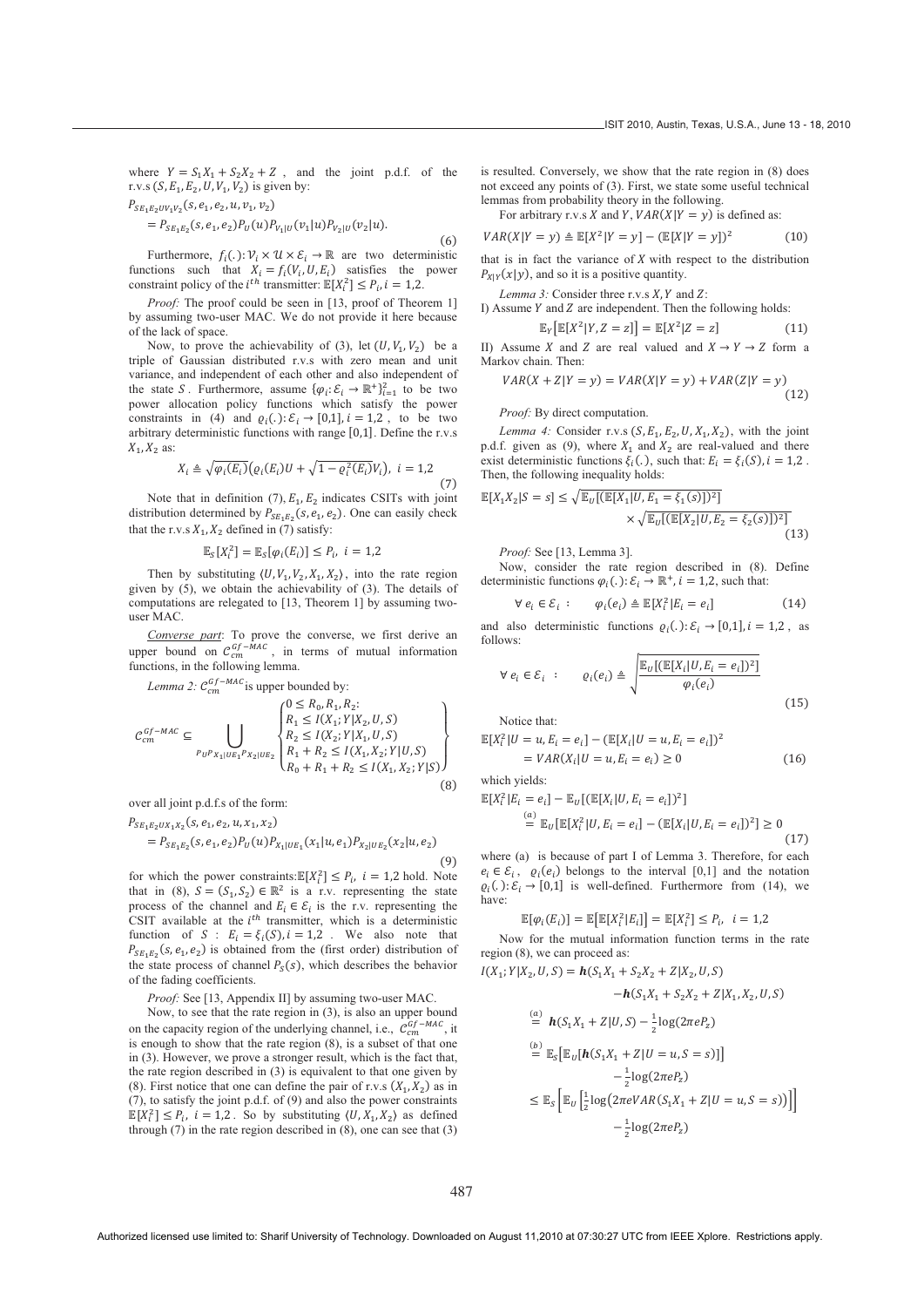where $Y = S_1X_1 + S_2X_2 + Z$ , and the joint p.d.f. of the r.v.s $(S, E_1, E_2, U, V_1, V_2)$ is given by:

$$P_{SE_1E_2UV_1V_2}(s, e_1, e_2, u, v_1, v_2)$$
$$= P_{SE_1E_2}(s, e_1, e_2)P_U(u)P_{V_1|U}(v_1|u)P_{V_2|U}(v_2|u). \tag{6}$$

Furthermore, $f_i(.): \mathcal{V}_i \times \mathcal{U} \times \mathcal{E}_i \to \mathbb{R}$ are two deterministic functions such that $X_i = f_i(V_i, U, E_i)$ satisfies the power constraint policy of the $i^{th}$ transmitter: $\mathbb{E}[X_i^2] \leq P_i, i = 1,2$.

*Proof:* The proof could be seen in [13, proof of Theorem 1] by assuming two-user MAC. We do not provide it here because of the lack of space.

Now, to prove the achievability of (3), let $(U, V_1, V_2)$ be a triple of Gaussian distributed r.v.s with zero mean and unit variance, and independent of each other and also independent of the state $S$. Furthermore, assume $\{\varphi_i: \mathcal{E}_i \to \mathbb{R}^+\}_{i=1}^2$ to be two power allocation policy functions which satisfy the power constraints in (4) and $\varrho_i(.): \mathcal{E}_i \to [0,1], i = 1,2$ , to be two arbitrary deterministic functions with range $[0,1]$. Define the r.v.s $X_1, X_2$ as:

$$X_i \triangleq \sqrt{\varphi_i(E_i)}\left(\varrho_i(E_i)U + \sqrt{1-\varrho_i^2(E_i)}V_i\right),\ i = 1,2 \tag{7}$$

Note that in definition (7), $E_1, E_2$ indicates CSITs with joint distribution determined by $P_{SE_1E_2}(s, e_1, e_2)$. One can easily check that the r.v.s $X_1, X_2$ defined in (7) satisfy:

$$\mathbb{E}_S[X_i^2] = \mathbb{E}_S[\varphi_i(E_i)] \leq P_i,\ i = 1,2$$

Then by substituting $\langle U, V_1, V_2, X_1, X_2\rangle$, into the rate region given by (5), we obtain the achievability of (3). The details of computations are relegated to [13, Theorem 1] by assuming two-user MAC.

*Converse part*: To prove the converse, we first derive an upper bound on $\mathcal{C}_{cm}^{Gf-MAC}$, in terms of mutual information functions, in the following lemma.

*Lemma 2:* $\mathcal{C}_{cm}^{Gf-MAC}$ is upper bounded by:

$$\mathcal{C}_{cm}^{Gf-MAC} \subseteq \bigcup_{P_U P_{X_1|UE_1} P_{X_2|UE_2}} \left\{\begin{matrix} 0 \leq R_0, R_1, R_2: \\ R_1 \leq I(X_1; Y|X_2, U, S) \\ R_2 \leq I(X_2; Y|X_1, U, S) \\ R_1 + R_2 \leq I(X_1, X_2; Y|U, S) \\ R_0 + R_1 + R_2 \leq I(X_1, X_2; Y|S) \end{matrix}\right\} \tag{8}$$

over all joint p.d.f.s of the form:

$$P_{SE_1E_2UX_1X_2}(s, e_1, e_2, u, x_1, x_2)$$
$$= P_{SE_1E_2}(s, e_1, e_2)P_U(u)P_{X_1|UE_1}(x_1|u, e_1)P_{X_2|UE_2}(x_2|u, e_2) \tag{9}$$

for which the power constraints:$\mathbb{E}[X_i^2] \leq P_i,\ i = 1,2$ hold. Note that in (8), $S = (S_1, S_2) \in \mathbb{R}^2$ is a r.v. representing the state process of the channel and $E_i \in \mathcal{E}_i$ is the r.v. representing the CSIT available at the $i^{th}$ transmitter, which is a deterministic function of $S$ : $E_i = \xi_i(S), i = 1,2$ . We also note that $P_{SE_1E_2}(s, e_1, e_2)$ is obtained from the (first order) distribution of the state process of channel $P_S(s)$, which describes the behavior of the fading coefficients.

*Proof:* See [13, Appendix II] by assuming two-user MAC.

Now, to see that the rate region in (3), is also an upper bound on the capacity region of the underlying channel, i.e., $\mathcal{C}_{cm}^{Gf-MAC}$, it is enough to show that the rate region (8), is a subset of that one in (3). However, we prove a stronger result, which is the fact that, the rate region described in (3) is equivalent to that one given by (8). First notice that one can define the pair of r.v.s $(X_1, X_2)$ as in (7), to satisfy the joint p.d.f. of (9) and also the power constraints $\mathbb{E}[X_i^2] \leq P_i,\ i = 1,2$. So by substituting $\langle U, X_1, X_2\rangle$ as defined through (7) in the rate region described in (8), one can see that (3) is resulted. Conversely, we show that the rate region in (8) does not exceed any points of (3). First, we state some useful technical lemmas from probability theory in the following.

For arbitrary r.v.s $X$ and $Y$, $VAR(X|Y = y)$ is defined as:

$$VAR(X|Y = y) \triangleq \mathbb{E}[X^2|Y = y] - (\mathbb{E}[X|Y = y])^2 \tag{10}$$

that is in fact the variance of $X$ with respect to the distribution $P_{X|Y}(x|y)$, and so it is a positive quantity.

*Lemma 3:* Consider three r.v.s $X, Y$ and $Z$:

I) Assume $Y$ and $Z$ are independent. Then the following holds:

$$\mathbb{E}_Y\left[\mathbb{E}[X^2|Y, Z = z]\right] = \mathbb{E}[X^2|Z = z] \tag{11}$$

II) Assume $X$ and $Z$ are real valued and $X \to Y \to Z$ form a Markov chain. Then:

$$VAR(X + Z|Y = y) = VAR(X|Y = y) + VAR(Z|Y = y) \tag{12}$$

*Proof:* By direct computation.

*Lemma 4:* Consider r.v.s $(S, E_1, E_2, U, X_1, X_2)$, with the joint p.d.f. given as (9), where $X_1$ and $X_2$ are real-valued and there exist deterministic functions $\xi_i(.)$, such that: $E_i = \xi_i(S), i = 1,2$ . Then, the following inequality holds:

$$\mathbb{E}[X_1X_2|S = s] \leq \sqrt{\mathbb{E}_U[(\mathbb{E}[X_1|U, E_1 = \xi_1(s)])^2]} \times \sqrt{\mathbb{E}_U[(\mathbb{E}[X_2|U, E_2 = \xi_2(s)])^2]} \tag{13}$$

*Proof:* See [13, Lemma 3].

Now, consider the rate region described in (8). Define deterministic functions $\varphi_i(.): \mathcal{E}_i \to \mathbb{R}^+, i = 1,2$, such that:

$$\forall\ e_i \in \mathcal{E}_i\ :\quad \varphi_i(e_i) \triangleq \mathbb{E}[X_i^2|E_i = e_i] \tag{14}$$

and also deterministic functions $\varrho_i(.): \mathcal{E}_i \to [0,1], i = 1,2$ , as follows:

$$\forall\ e_i \in \mathcal{E}_i\ :\quad \varrho_i(e_i) \triangleq \sqrt{\frac{\mathbb{E}_U[(\mathbb{E}[X_i|U, E_i = e_i])^2]}{\varphi_i(e_i)}} \tag{15}$$

Notice that:

$$\mathbb{E}[X_i^2|U = u, E_i = e_i] - (\mathbb{E}[X_i|U = u, E_i = e_i])^2$$
$$= VAR(X_i|U = u, E_i = e_i) \geq 0 \tag{16}$$

which yields:

$$\mathbb{E}[X_i^2|E_i = e_i] - \mathbb{E}_U[(\mathbb{E}[X_i|U, E_i = e_i])^2]$$
$$\overset{(a)}{=} \mathbb{E}_U[\mathbb{E}[X_i^2|U, E_i = e_i] - (\mathbb{E}[X_i|U, E_i = e_i])^2] \geq 0 \tag{17}$$

where (a) is because of part I of Lemma 3. Therefore, for each $e_i \in \mathcal{E}_i$, $\varrho_i(e_i)$ belongs to the interval $[0,1]$ and the notation $\varrho_i(.): \mathcal{E}_i \to [0,1]$ is well-defined. Furthermore from (14), we have:

$$\mathbb{E}[\varphi_i(E_i)] = \mathbb{E}\left[\mathbb{E}[X_i^2|E_i]\right] = \mathbb{E}[X_i^2] \leq P_i,\ \ i = 1,2$$

Now for the mutual information function terms in the rate region (8), we can proceed as:

$$\begin{aligned}
I(X_1; Y|X_2, U, S) &= \boldsymbol{h}(S_1X_1 + S_2X_2 + Z|X_2, U, S) \\
&\quad - \boldsymbol{h}(S_1X_1 + S_2X_2 + Z|X_1, X_2, U, S) \\
&\overset{(a)}{=} \boldsymbol{h}(S_1X_1 + Z|U, S) - \tfrac{1}{2}\log(2\pi e P_z) \\
&\overset{(b)}{=} \mathbb{E}_S\left[\mathbb{E}_U[\boldsymbol{h}(S_1X_1 + Z|U = u, S = s)]\right] \\
&\quad - \tfrac{1}{2}\log(2\pi e P_z) \\
&\leq \mathbb{E}_S\left[\mathbb{E}_U\left[\tfrac{1}{2}\log\left(2\pi e VAR(S_1X_1 + Z|U = u, S = s)\right)\right]\right] \\
&\quad - \tfrac{1}{2}\log(2\pi e P_z)
\end{aligned}$$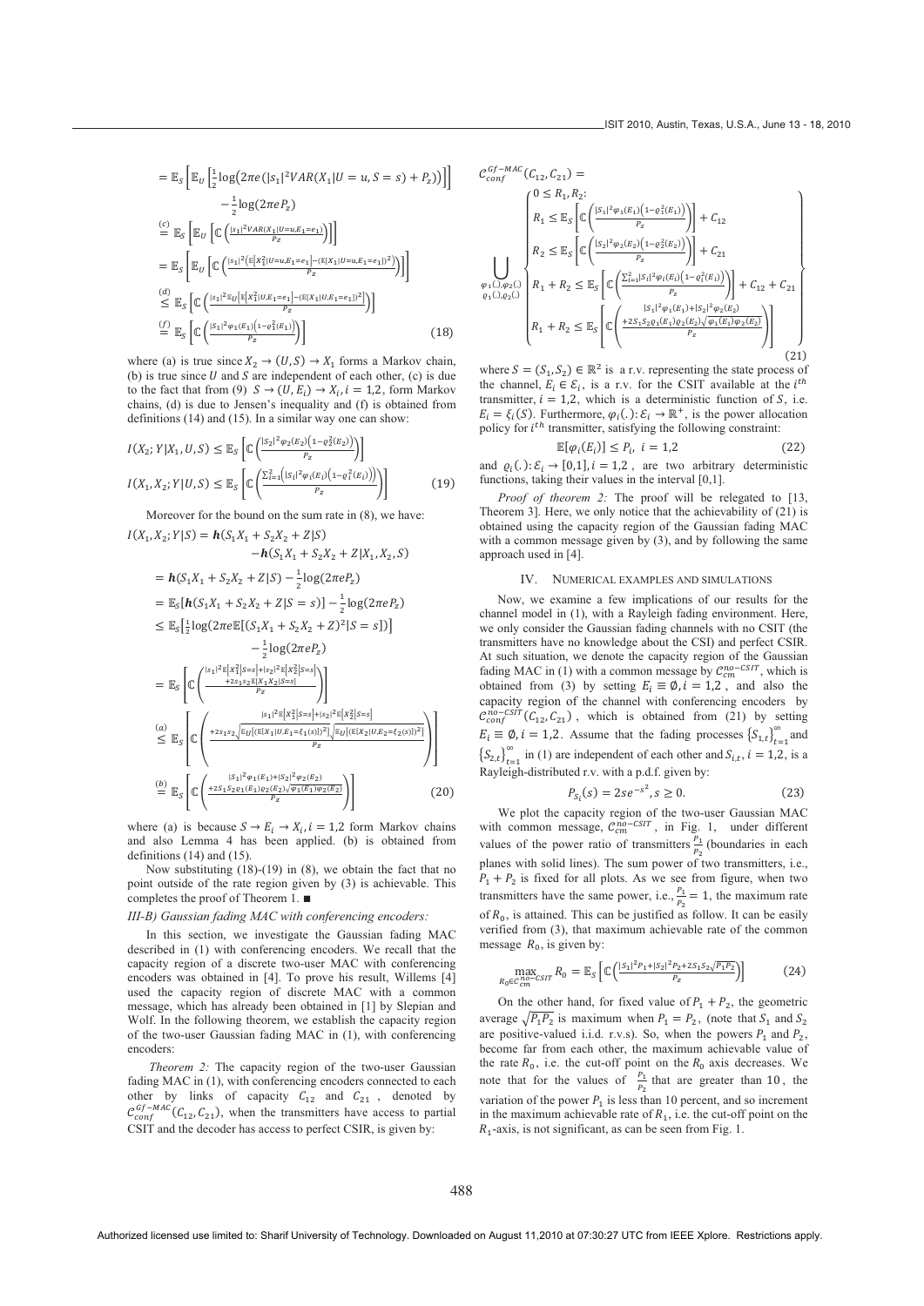$$
\begin{aligned}
&= \mathbb{E}_S\left[\mathbb{E}_U\left[\tfrac{1}{2}\log\left(2\pi e\left(|s_1|^2 VAR(X_1|U=u,S=s)+P_z\right)\right)\right]\right] \\
&\quad -\tfrac{1}{2}\log(2\pi e P_z) \\
&\overset{(c)}{=} \mathbb{E}_S\left[\mathbb{E}_U\left[\mathbb{C}\left(\tfrac{|s_1|^2 VAR(X_1|U=u,E_1=e_1)}{P_z}\right)\right]\right] \\
&= \mathbb{E}_S\left[\mathbb{E}_U\left[\mathbb{C}\left(\tfrac{|s_1|^2\left(\mathbb{E}\left[X_1^2|U=u,E_1=e_1\right]-\left(\mathbb{E}[X_1|U=u,E_1=e_1]\right)^2\right)}{P_z}\right)\right]\right] \\
&\overset{(d)}{\le} \mathbb{E}_S\left[\mathbb{C}\left(\tfrac{|s_1|^2\mathbb{E}_U\left[\mathbb{E}\left[X_1^2|U,E_1=e_1\right]-\left(\mathbb{E}[X_1|U,E_1=e_1]\right)^2\right]}{P_z}\right)\right] \\
&\overset{(f)}{=} \mathbb{E}_S\left[\mathbb{C}\left(\tfrac{|s_1|^2\varphi_1(E_1)\left(1-\varrho_1^2(E_1)\right)}{P_z}\right)\right] \qquad (18)
\end{aligned}
$$

where (a) is true since $X_2 \to (U,S) \to X_1$ forms a Markov chain, (b) is true since $U$ and $S$ are independent of each other, (c) is due to the fact that from (9) $S \to (U, E_i) \to X_i, i = 1,2$, form Markov chains, (d) is due to Jensen's inequality and (f) is obtained from definitions (14) and (15). In a similar way one can show:

$$
\begin{aligned}
I(X_2;Y|X_1,U,S) &\le \mathbb{E}_S\left[\mathbb{C}\left(\tfrac{|S_2|^2\varphi_2(E_2)\left(1-\varrho_2^2(E_2)\right)}{P_z}\right)\right] \\
I(X_1,X_2;Y|U,S) &\le \mathbb{E}_S\left[\mathbb{C}\left(\tfrac{\sum_{i=1}^2\left(|S_i|^2\varphi_i(E_i)\left(1-\varrho_i^2(E_i)\right)\right)}{P_z}\right)\right] \qquad (19)
\end{aligned}
$$

Moreover for the bound on the sum rate in (8), we have:

$$
\begin{aligned}
I(X_1,X_2;Y|S) &= \boldsymbol{h}(S_1X_1+S_2X_2+Z|S) \\
&\quad -\boldsymbol{h}(S_1X_1+S_2X_2+Z|X_1,X_2,S) \\
&= \boldsymbol{h}(S_1X_1+S_2X_2+Z|S)-\tfrac{1}{2}\log(2\pi eP_z) \\
&= \mathbb{E}_S[\boldsymbol{h}(S_1X_1+S_2X_2+Z|S=s)]-\tfrac{1}{2}\log(2\pi eP_z) \\
&\le \mathbb{E}_S\left[\tfrac{1}{2}\log\left(2\pi e\mathbb{E}[(S_1X_1+S_2X_2+Z)^2|S=s]\right)\right] \\
&\quad -\tfrac{1}{2}\log(2\pi eP_z) \\
&= \mathbb{E}_S\left[\mathbb{C}\left(\tfrac{|s_1|^2\mathbb{E}\left[X_1^2|S=s\right]+|s_2|^2\mathbb{E}\left[X_2^2|S=s\right]+2s_1s_2\mathbb{E}[X_1X_2|S=s]}{P_z}\right)\right] \\
&\overset{(a)}{\le} \mathbb{E}_S\left[\mathbb{C}\left(\tfrac{|s_1|^2\mathbb{E}\left[X_1^2|S=s\right]+|s_2|^2\mathbb{E}\left[X_2^2|S=s\right]+2s_1s_2\sqrt{\mathbb{E}_U[(\mathbb{E}[X_1|U,E_1=\xi_1(s)])^2]}\sqrt{\mathbb{E}_U[(\mathbb{E}[X_2|U,E_2=\xi_2(s)])^2]}}{P_z}\right)\right] \\
&\overset{(b)}{=} \mathbb{E}_S\left[\mathbb{C}\left(\tfrac{|S_1|^2\varphi_1(E_1)+|S_2|^2\varphi_2(E_2)+2S_1S_2\varrho_1(E_1)\varrho_2(E_2)\sqrt{\varphi_1(E_1)\varphi_2(E_2)}}{P_z}\right)\right] \qquad (20)
\end{aligned}
$$

where (a) is because $S \to E_i \to X_i, i = 1,2$ form Markov chains and also Lemma 4 has been applied. (b) is obtained from definitions (14) and (15).

Now substituting (18)-(19) in (8), we obtain the fact that no point outside of the rate region given by (3) is achievable. This completes the proof of Theorem 1. ■

### III-B) Gaussian fading MAC with conferencing encoders:

In this section, we investigate the Gaussian fading MAC described in (1) with conferencing encoders. We recall that the capacity region of a discrete two-user MAC with conferencing encoders was obtained in [4]. To prove his result, Willems [4] used the capacity region of discrete MAC with a common message, which has already been obtained in [1] by Slepian and Wolf. In the following theorem, we establish the capacity region of the two-user Gaussian fading MAC in (1), with conferencing encoders:

*Theorem 2:* The capacity region of the two-user Gaussian fading MAC in (1), with conferencing encoders connected to each other by links of capacity $C_{12}$ and $C_{21}$, denoted by $\mathcal{C}_{conf}^{Gf-MAC}(C_{12},C_{21})$, when the transmitters have access to partial CSIT and the decoder has access to perfect CSIR, is given by:

$$
\mathcal{C}_{conf}^{Gf-MAC}(C_{12},C_{21}) = \bigcup_{\substack{\varphi_1(.),\varphi_2(.)\\ \varrho_1(.),\varrho_2(.)}}
\left\{
\begin{aligned}
&0 \le R_1, R_2: \\
&R_1 \le \mathbb{E}_S\left[\mathbb{C}\left(\tfrac{|S_1|^2\varphi_1(E_1)\left(1-\varrho_1^2(E_1)\right)}{P_z}\right)\right]+C_{12} \\
&R_2 \le \mathbb{E}_S\left[\mathbb{C}\left(\tfrac{|S_2|^2\varphi_2(E_2)\left(1-\varrho_2^2(E_2)\right)}{P_z}\right)\right]+C_{21} \\
&R_1+R_2 \le \mathbb{E}_S\left[\mathbb{C}\left(\tfrac{\sum_{i=1}^2|S_i|^2\varphi_i(E_i)\left(1-\varrho_i^2(E_i)\right)}{P_z}\right)\right]+C_{12}+C_{21} \\
&R_1+R_2 \le \mathbb{E}_S\left[\mathbb{C}\left(\tfrac{|S_1|^2\varphi_1(E_1)+|S_2|^2\varphi_2(E_2)+2S_1S_2\varrho_1(E_1)\varrho_2(E_2)\sqrt{\varphi_1(E_1)\varphi_2(E_2)}}{P_z}\right)\right]
\end{aligned}
\right\} \qquad (21)
$$

where $S = (S_1, S_2) \in \mathbb{R}^2$ is a r.v. representing the state process of the channel, $E_i \in \mathcal{E}_i$, is a r.v. for the CSIT available at the $i^{th}$ transmitter, $i = 1,2$, which is a deterministic function of $S$, i.e. $E_i = \xi_i(S)$. Furthermore, $\varphi_i(.): \mathcal{E}_i \to \mathbb{R}^+$, is the power allocation policy for $i^{th}$ transmitter, satisfying the following constraint:

$$
\mathbb{E}[\varphi_i(E_i)] \le P_i, \; i = 1,2 \qquad (22)
$$

and $\varrho_i(.): \mathcal{E}_i \to [0,1], i = 1,2$, are two arbitrary deterministic functions, taking their values in the interval [0,1].

*Proof of theorem 2:* The proof will be relegated to [13, Theorem 3]. Here, we only notice that the achievability of (21) is obtained using the capacity region of the Gaussian fading MAC with a common message given by (3), and by following the same approach used in [4].

## IV. Numerical examples and simulations

Now, we examine a few implications of our results for the channel model in (1), with a Rayleigh fading environment. Here, we only consider the Gaussian fading channels with no CSIT (the transmitters have no knowledge about the CSI) and perfect CSIR. At such situation, we denote the capacity region of the Gaussian fading MAC in (1) with a common message by $\mathcal{C}_{cm}^{no-CSIT}$, which is obtained from (3) by setting $E_i \equiv \emptyset, i = 1,2$, and also the capacity region of the channel with conferencing encoders by $\mathcal{C}_{conf}^{no-CSIT}(C_{12},C_{21})$, which is obtained from (21) by setting $E_i \equiv \emptyset, i = 1,2$. Assume that the fading processes $\{S_{1,t}\}_{t=1}^{\infty}$ and $\{S_{2,t}\}_{t=1}^{\infty}$ in (1) are independent of each other and $S_{i,t}, i = 1,2$, is a Rayleigh-distributed r.v. with a p.d.f. given by:

$$
P_{S_i}(s) = 2se^{-s^2}, s \ge 0. \qquad (23)
$$

We plot the capacity region of the two-user Gaussian MAC with common message, $\mathcal{C}_{cm}^{no-CSIT}$, in Fig. 1, under different values of the power ratio of transmitters $\frac{P_1}{P_2}$ (boundaries in each planes with solid lines). The sum power of two transmitters, i.e., $P_1 + P_2$ is fixed for all plots. As we see from figure, when two transmitters have the same power, i.e., $\frac{P_1}{P_2} = 1$, the maximum rate of $R_0$, is attained. This can be justified as follow. It can be easily verified from (3), that maximum achievable rate of the common message $R_0$, is given by:

$$
\max_{R_0 \in \mathcal{C}_{cm}^{no-CSIT}} R_0 = \mathbb{E}_S\left[\mathbb{C}\left(\tfrac{|S_1|^2P_1+|S_2|^2P_2+2S_1S_2\sqrt{P_1P_2}}{P_z}\right)\right] \qquad (24)
$$

On the other hand, for fixed value of $P_1 + P_2$, the geometric average $\sqrt{P_1P_2}$ is maximum when $P_1 = P_2$, (note that $S_1$ and $S_2$ are positive-valued i.i.d. r.v.s). So, when the powers $P_1$ and $P_2$, become far from each other, the maximum achievable value of the rate $R_0$, i.e. the cut-off point on the $R_0$ axis decreases. We note that for the values of $\frac{P_1}{P_2}$ that are greater than 10, the variation of the power $P_1$ is less than 10 percent, and so increment in the maximum achievable rate of $R_1$, i.e. the cut-off point on the $R_1$-axis, is not significant, as can be seen from Fig. 1.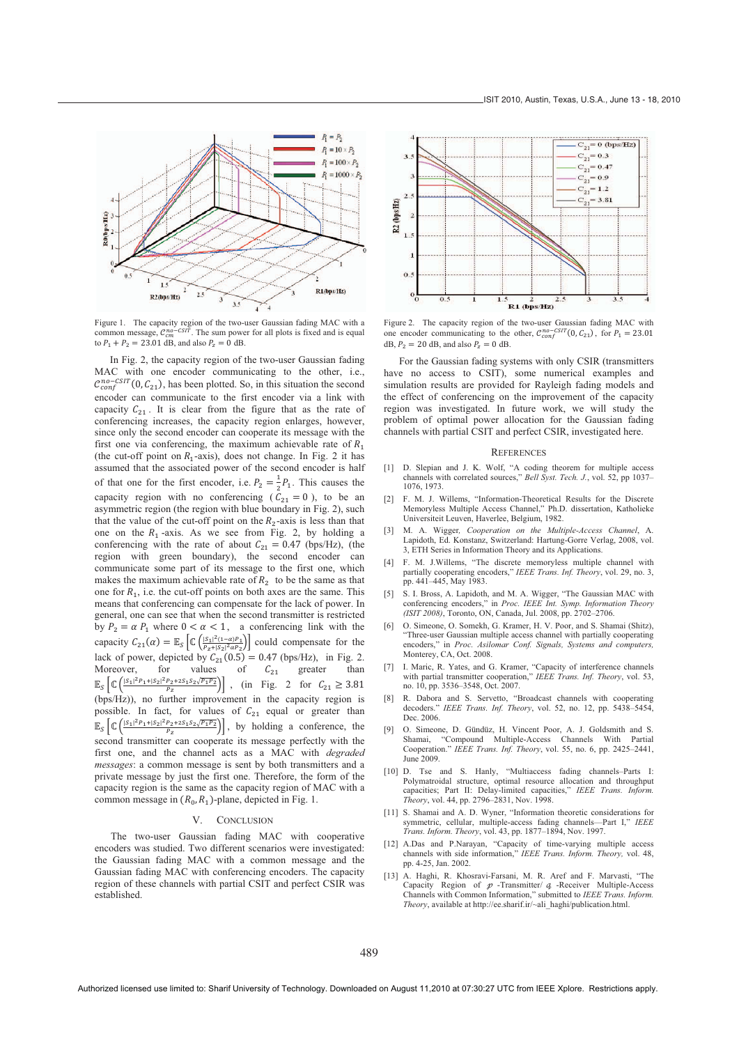$R_1 = P_2$
$R_1 = 10 \times P_2$
$R_1 = 100 \times P_2$
$R_1 = 1000 \times P_2$

R0(bps/Hz)

R1(bps/Hz)

R2(bps/Hz)

Figure 1. The capacity region of the two-user Gaussian fading MAC with a common message, $\mathcal{C}_{cm}^{no-CSIT}$. The sum power for all plots is fixed and is equal to $P_1 + P_2 = 23.01$ dB, and also $P_z = 0$ dB.

$C_{21} = 0$ (bps/Hz)
$C_{21} = 0.3$
$C_{21} = 0.47$
$C_{21} = 0.9$
$C_{21} = 1.2$
$C_{21} = 3.81$

R2 (bps/Hz)

R1 (bps/Hz)

Figure 2. The capacity region of the two-user Gaussian fading MAC with one encoder communicating to the other, $\mathcal{C}_{conf}^{no-CSIT}(0, C_{21})$, for $P_1 = 23.01$ dB, $P_2 = 20$ dB, and also $P_z = 0$ dB.

In Fig. 2, the capacity region of the two-user Gaussian fading MAC with one encoder communicating to the other, i.e., $\mathcal{C}_{conf}^{no-CSIT}(0, C_{21})$, has been plotted. So, in this situation the second encoder can communicate to the first encoder via a link with capacity $C_{21}$. It is clear from the figure that as the rate of conferencing increases, the capacity region enlarges, however, since only the second encoder can cooperate its message with the first one via conferencing, the maximum achievable rate of $R_1$ (the cut-off point on $R_1$-axis), does not change. In Fig. 2 it has assumed that the associated power of the second encoder is half of that one for the first encoder, i.e. $P_2 = \frac{1}{2}P_1$. This causes the capacity region with no conferencing ($C_{21} = 0$), to be an asymmetric region (the region with blue boundary in Fig. 2), such that the value of the cut-off point on the $R_2$-axis is less than that one on the $R_1$-axis. As we see from Fig. 2, by holding a conferencing with the rate of about $C_{21} = 0.47$ (bps/Hz), (the region with green boundary), the second encoder can communicate some part of its message to the first one, which makes the maximum achievable rate of $R_2$ to be the same as that one for $R_1$, i.e. the cut-off points on both axes are the same. This means that conferencing can compensate for the lack of power. In general, one can see that when the second transmitter is restricted by $P_2 = \alpha\, P_1$ where $0 < \alpha < 1$, a conferencing link with the capacity $C_{21}(\alpha) = \mathbb{E}_S\left[\mathbb{C}\left(\frac{|S_1|^2(1-\alpha)P_1}{P_z + |S_2|^2\alpha P_2}\right)\right]$ could compensate for the lack of power, depicted by $C_{21}(0.5) = 0.47$ (bps/Hz), in Fig. 2. Moreover, for values of $C_{21}$ greater than $\mathbb{E}_S\left[\mathbb{C}\left(\frac{|S_1|^2P_1 + |S_2|^2P_2 + 2S_1S_2\sqrt{P_1P_2}}{P_z}\right)\right]$, (in Fig. 2 for $C_{21} \geq 3.81$ (bps/Hz)), no further improvement in the capacity region is possible. In fact, for values of $C_{21}$ equal or greater than $\mathbb{E}_S\left[\mathbb{C}\left(\frac{|S_1|^2P_1 + |S_2|^2P_2 + 2S_1S_2\sqrt{P_1P_2}}{P_z}\right)\right]$, by holding a conference, the second transmitter can cooperate its message perfectly with the first one, and the channel acts as a MAC with *degraded messages*: a common message is sent by both transmitters and a private message by just the first one. Therefore, the form of the capacity region is the same as the capacity region of MAC with a common message in $(R_0, R_1)$-plane, depicted in Fig. 1.

## V. Conclusion

The two-user Gaussian fading MAC with cooperative encoders was studied. Two different scenarios were investigated: the Gaussian fading MAC with a common message and the Gaussian fading MAC with conferencing encoders. The capacity region of these channels with partial CSIT and perfect CSIR was established.

For the Gaussian fading systems with only CSIR (transmitters have no access to CSIT), some numerical examples and simulation results are provided for Rayleigh fading models and the effect of conferencing on the improvement of the capacity region was investigated. In future work, we will study the problem of optimal power allocation for the Gaussian fading channels with partial CSIT and perfect CSIR, investigated here.

## References

[1] D. Slepian and J. K. Wolf, "A coding theorem for multiple access channels with correlated sources," *Bell Syst. Tech. J.*, vol. 52, pp 1037–1076, 1973.

[2] F. M. J. Willems, "Information-Theoretical Results for the Discrete Memoryless Multiple Access Channel," Ph.D. dissertation, Katholieke Universiteit Leuven, Haverlee, Belgium, 1982.

[3] M. A. Wigger, *Cooperation on the Multiple-Access Channel*, A. Lapidoth, Ed. Konstanz, Switzerland: Hartung-Gorre Verlag, 2008, vol. 3, ETH Series in Information Theory and its Applications.

[4] F. M. J.Willems, "The discrete memoryless multiple channel with partially cooperating encoders," *IEEE Trans. Inf. Theory*, vol. 29, no. 3, pp. 441–445, May 1983.

[5] S. I. Bross, A. Lapidoth, and M. A. Wigger, "The Gaussian MAC with conferencing encoders," in *Proc. IEEE Int. Symp. Information Theory (ISIT 2008)*, Toronto, ON, Canada, Jul. 2008, pp. 2702–2706.

[6] O. Simeone, O. Somekh, G. Kramer, H. V. Poor, and S. Shamai (Shitz), "Three-user Gaussian multiple access channel with partially cooperating encoders," in *Proc. Asilomar Conf. Signals, Systems and computers*, Monterey, CA, Oct. 2008.

[7] I. Maric, R. Yates, and G. Kramer, "Capacity of interference channels with partial transmitter cooperation," *IEEE Trans. Inf. Theory*, vol. 53, no. 10, pp. 3536–3548, Oct. 2007.

[8] R. Dabora and S. Servetto, "Broadcast channels with cooperating decoders." *IEEE Trans. Inf. Theory*, vol. 52, no. 12, pp. 5438–5454, Dec. 2006.

[9] O. Simeone, D. Gündüz, H. Vincent Poor, A. J. Goldsmith and S. Shamai, "Compound Multiple-Access Channels With Partial Cooperation." *IEEE Trans. Inf. Theory*, vol. 55, no. 6, pp. 2425–2441, June 2009.

[10] D. Tse and S. Hanly, "Multiaccess fading channels–Parts I: Polymatroidal structure, optimal resource allocation and throughput capacities; Part II: Delay-limited capacities," *IEEE Trans. Inform. Theory*, vol. 44, pp. 2796–2831, Nov. 1998.

[11] S. Shamai and A. D. Wyner, "Information theoretic considerations for symmetric, cellular, multiple-access fading channels—Part I," *IEEE Trans. Inform. Theory*, vol. 43, pp. 1877–1894, Nov. 1997.

[12] A.Das and P.Narayan, "Capacity of time-varying multiple access channels with side information," *IEEE Trans. Inform. Theory,* vol. 48, pp. 4-25, Jan. 2002.

[13] A. Haghi, R. Khosravi-Farsani, M. R. Aref and F. Marvasti, "The Capacity Region of $p$-Transmitter/ $q$-Receiver Multiple-Access Channels with Common Information," submitted to *IEEE Trans. Inform. Theory*, available at http://ee.sharif.ir/~ali_haghi/publication.html.